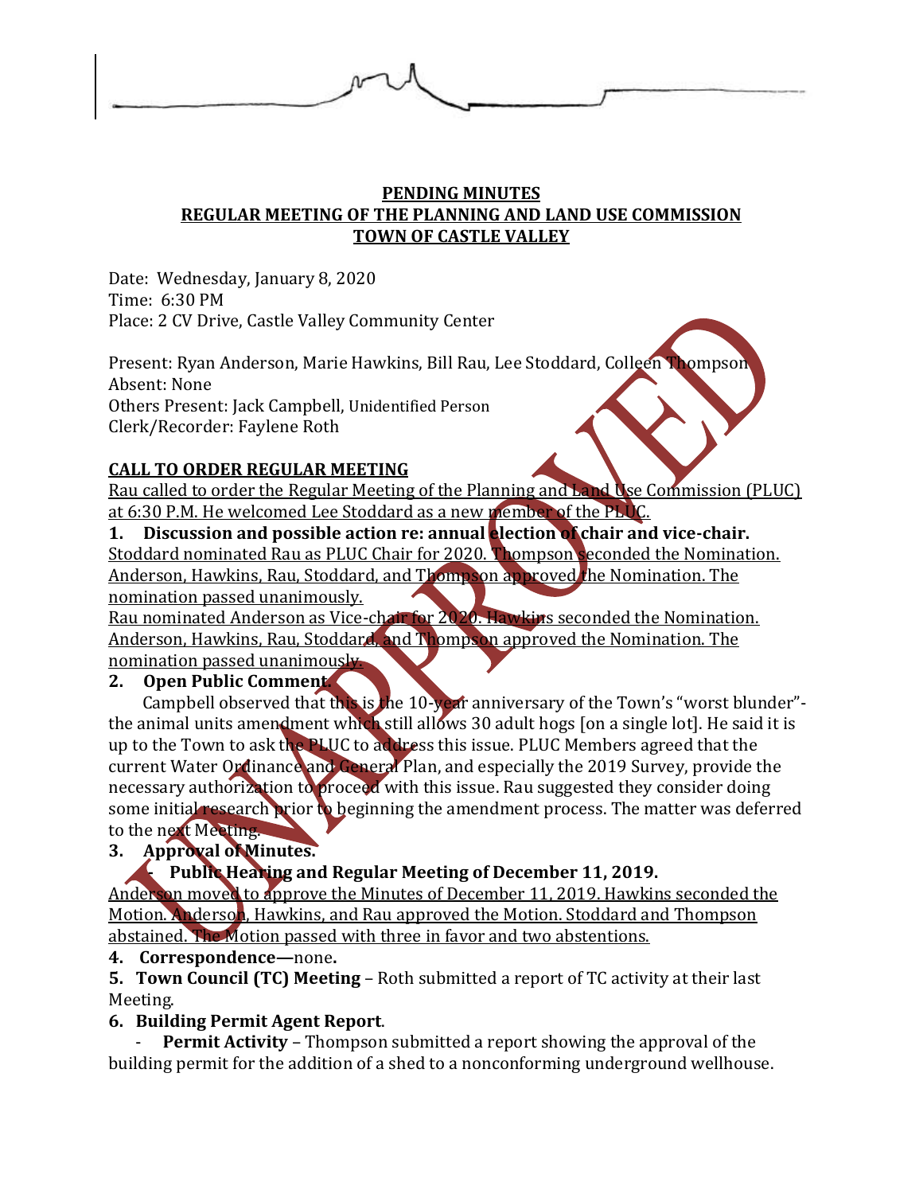**PENDING MINUTES**
**REGULAR MEETING OF THE PLANNING AND LAND USE COMMISSION**
**TOWN OF CASTLE VALLEY**

Date: Wednesday, January 8, 2020
Time: 6:30 PM
Place: 2 CV Drive, Castle Valley Community Center

Present: Ryan Anderson, Marie Hawkins, Bill Rau, Lee Stoddard, Colleen Thompson
Absent: None
Others Present: Jack Campbell, Unidentified Person
Clerk/Recorder: Faylene Roth

**CALL TO ORDER REGULAR MEETING**

Rau called to order the Regular Meeting of the Planning and Land Use Commission (PLUC) at 6:30 P.M. He welcomed Lee Stoddard as a new member of the PLUC.

**1. Discussion and possible action re: annual election of chair and vice-chair.**

Stoddard nominated Rau as PLUC Chair for 2020. Thompson seconded the Nomination. Anderson, Hawkins, Rau, Stoddard, and Thompson approved the Nomination. The nomination passed unanimously.

Rau nominated Anderson as Vice-chair for 2020. Hawkins seconded the Nomination. Anderson, Hawkins, Rau, Stoddard, and Thompson approved the Nomination. The nomination passed unanimously.

**2. Open Public Comment.**

Campbell observed that this is the 10-year anniversary of the Town's "worst blunder"-the animal units amendment which still allows 30 adult hogs [on a single lot]. He said it is up to the Town to ask the PLUC to address this issue. PLUC Members agreed that the current Water Ordinance and General Plan, and especially the 2019 Survey, provide the necessary authorization to proceed with this issue. Rau suggested they consider doing some initial research prior to beginning the amendment process. The matter was deferred to the next Meeting.

**3. Approval of Minutes.**

- **Public Hearing and Regular Meeting of December 11, 2019.**

Anderson moved to approve the Minutes of December 11, 2019. Hawkins seconded the Motion. Anderson, Hawkins, and Rau approved the Motion. Stoddard and Thompson abstained. The Motion passed with three in favor and two abstentions.

**4. Correspondence—**none**.**

**5. Town Council (TC) Meeting** – Roth submitted a report of TC activity at their last Meeting.

**6. Building Permit Agent Report**.

- **Permit Activity** – Thompson submitted a report showing the approval of the building permit for the addition of a shed to a nonconforming underground wellhouse.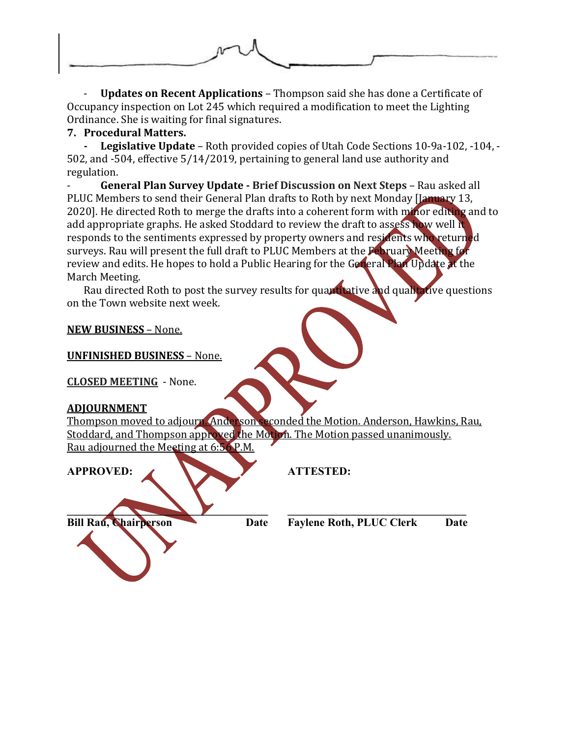- **Updates on Recent Applications** – Thompson said she has done a Certificate of Occupancy inspection on Lot 245 which required a modification to meet the Lighting Ordinance. She is waiting for final signatures.

**7. Procedural Matters.**

- **Legislative Update** – Roth provided copies of Utah Code Sections 10-9a-102, -104, -502, and -504, effective 5/14/2019, pertaining to general land use authority and regulation.
- **General Plan Survey Update - Brief Discussion on Next Steps** – Rau asked all PLUC Members to send their General Plan drafts to Roth by next Monday [January 13, 2020]. He directed Roth to merge the drafts into a coherent form with minor editing and to add appropriate graphs. He asked Stoddard to review the draft to assess how well it responds to the sentiments expressed by property owners and residents who returned surveys. Rau will present the full draft to PLUC Members at the February Meeting for review and edits. He hopes to hold a Public Hearing for the General Plan Update at the March Meeting.

Rau directed Roth to post the survey results for quantitative and qualitative questions on the Town website next week.

**NEW BUSINESS – None.**

**UNFINISHED BUSINESS – None.**

**CLOSED MEETING** - None.

**ADJOURNMENT**

Thompson moved to adjourn. Anderson seconded the Motion. Anderson, Hawkins, Rau, Stoddard, and Thompson approved the Motion. The Motion passed unanimously.
Rau adjourned the Meeting at 6:56 P.M.

| APPROVED: | | ATTESTED: | |
|---|---|---|---|
| Bill Rau, Chairperson | Date | Faylene Roth, PLUC Clerk | Date |

UNAPPROVED